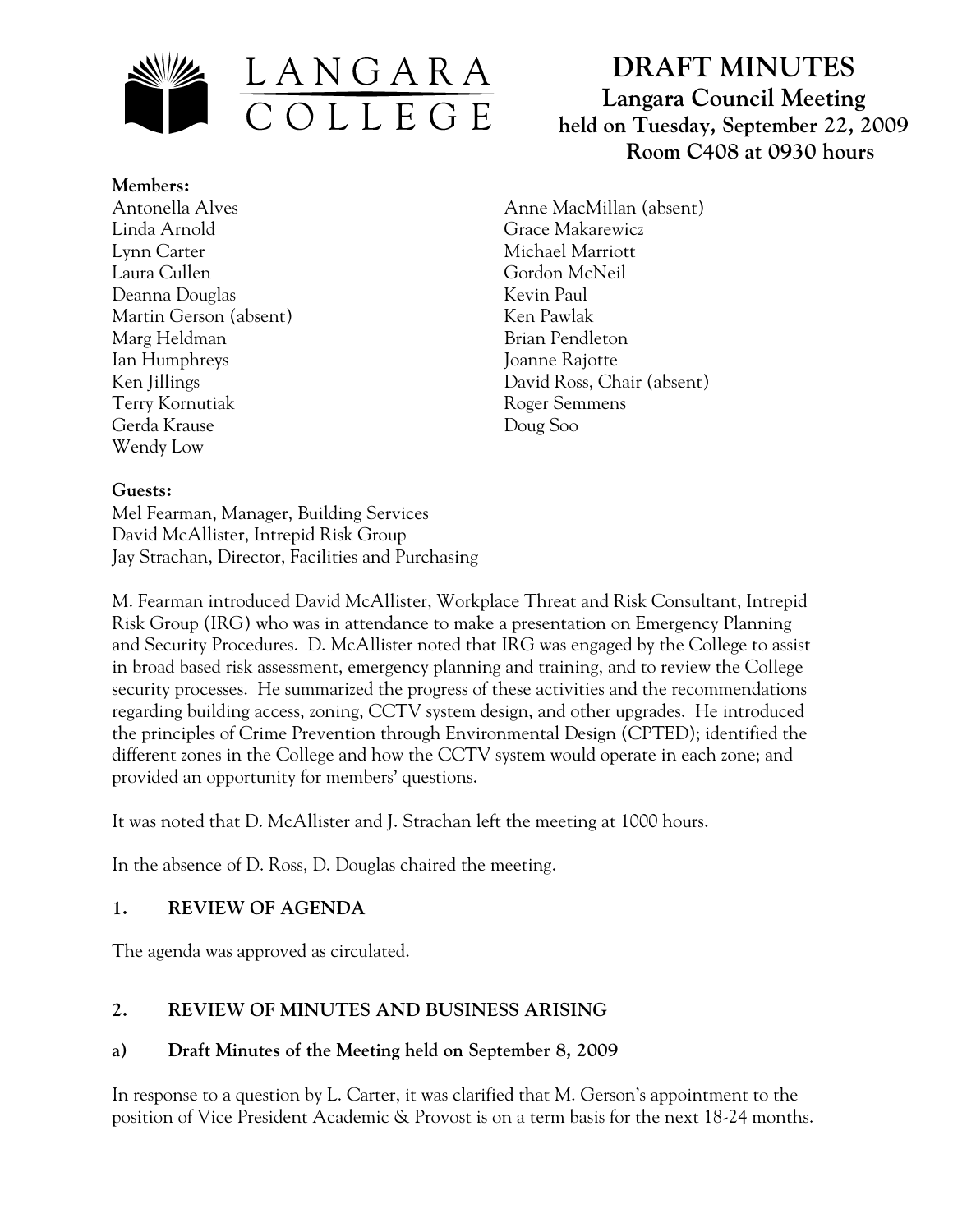LANGARA COLLEGE

# DRAFT MINUTES

## Langara Council Meeting
**held on Tuesday, September 22, 2009**
**Room C408 at 0930 hours**

**Members:**

Antonella Alves
Linda Arnold
Lynn Carter
Laura Cullen
Deanna Douglas
Martin Gerson (absent)
Marg Heldman
Ian Humphreys
Ken Jillings
Terry Kornutiak
Gerda Krause
Wendy Low
Anne MacMillan (absent)
Grace Makarewicz
Michael Marriott
Gordon McNeil
Kevin Paul
Ken Pawlak
Brian Pendleton
Joanne Rajotte
David Ross, Chair (absent)
Roger Semmens
Doug Soo

**Guests:**

Mel Fearman, Manager, Building Services
David McAllister, Intrepid Risk Group
Jay Strachan, Director, Facilities and Purchasing

M. Fearman introduced David McAllister, Workplace Threat and Risk Consultant, Intrepid Risk Group (IRG) who was in attendance to make a presentation on Emergency Planning and Security Procedures. D. McAllister noted that IRG was engaged by the College to assist in broad based risk assessment, emergency planning and training, and to review the College security processes. He summarized the progress of these activities and the recommendations regarding building access, zoning, CCTV system design, and other upgrades. He introduced the principles of Crime Prevention through Environmental Design (CPTED); identified the different zones in the College and how the CCTV system would operate in each zone; and provided an opportunity for members' questions.

It was noted that D. McAllister and J. Strachan left the meeting at 1000 hours.

In the absence of D. Ross, D. Douglas chaired the meeting.

### 1. REVIEW OF AGENDA

The agenda was approved as circulated.

### 2. REVIEW OF MINUTES AND BUSINESS ARISING

#### a) Draft Minutes of the Meeting held on September 8, 2009

In response to a question by L. Carter, it was clarified that M. Gerson's appointment to the position of Vice President Academic & Provost is on a term basis for the next 18-24 months.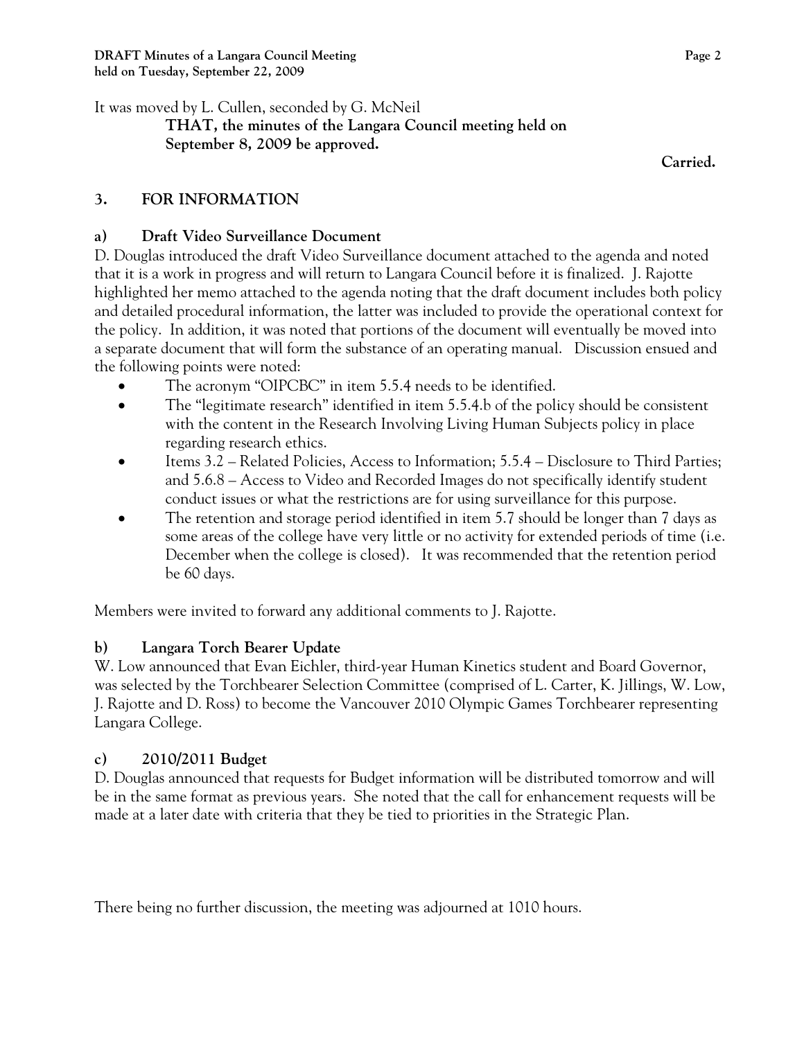It was moved by L. Cullen, seconded by G. McNeil

**THAT, the minutes of the Langara Council meeting held on September 8, 2009 be approved.**

**Carried.**

## 3. FOR INFORMATION

### a) Draft Video Surveillance Document

D. Douglas introduced the draft Video Surveillance document attached to the agenda and noted that it is a work in progress and will return to Langara Council before it is finalized. J. Rajotte highlighted her memo attached to the agenda noting that the draft document includes both policy and detailed procedural information, the latter was included to provide the operational context for the policy. In addition, it was noted that portions of the document will eventually be moved into a separate document that will form the substance of an operating manual. Discussion ensued and the following points were noted:

- The acronym "OIPCBC" in item 5.5.4 needs to be identified.
- The "legitimate research" identified in item 5.5.4.b of the policy should be consistent with the content in the Research Involving Living Human Subjects policy in place regarding research ethics.
- Items 3.2 – Related Policies, Access to Information; 5.5.4 – Disclosure to Third Parties; and 5.6.8 – Access to Video and Recorded Images do not specifically identify student conduct issues or what the restrictions are for using surveillance for this purpose.
- The retention and storage period identified in item 5.7 should be longer than 7 days as some areas of the college have very little or no activity for extended periods of time (i.e. December when the college is closed). It was recommended that the retention period be 60 days.

Members were invited to forward any additional comments to J. Rajotte.

### b) Langara Torch Bearer Update

W. Low announced that Evan Eichler, third-year Human Kinetics student and Board Governor, was selected by the Torchbearer Selection Committee (comprised of L. Carter, K. Jillings, W. Low, J. Rajotte and D. Ross) to become the Vancouver 2010 Olympic Games Torchbearer representing Langara College.

### c) 2010/2011 Budget

D. Douglas announced that requests for Budget information will be distributed tomorrow and will be in the same format as previous years. She noted that the call for enhancement requests will be made at a later date with criteria that they be tied to priorities in the Strategic Plan.

There being no further discussion, the meeting was adjourned at 1010 hours.